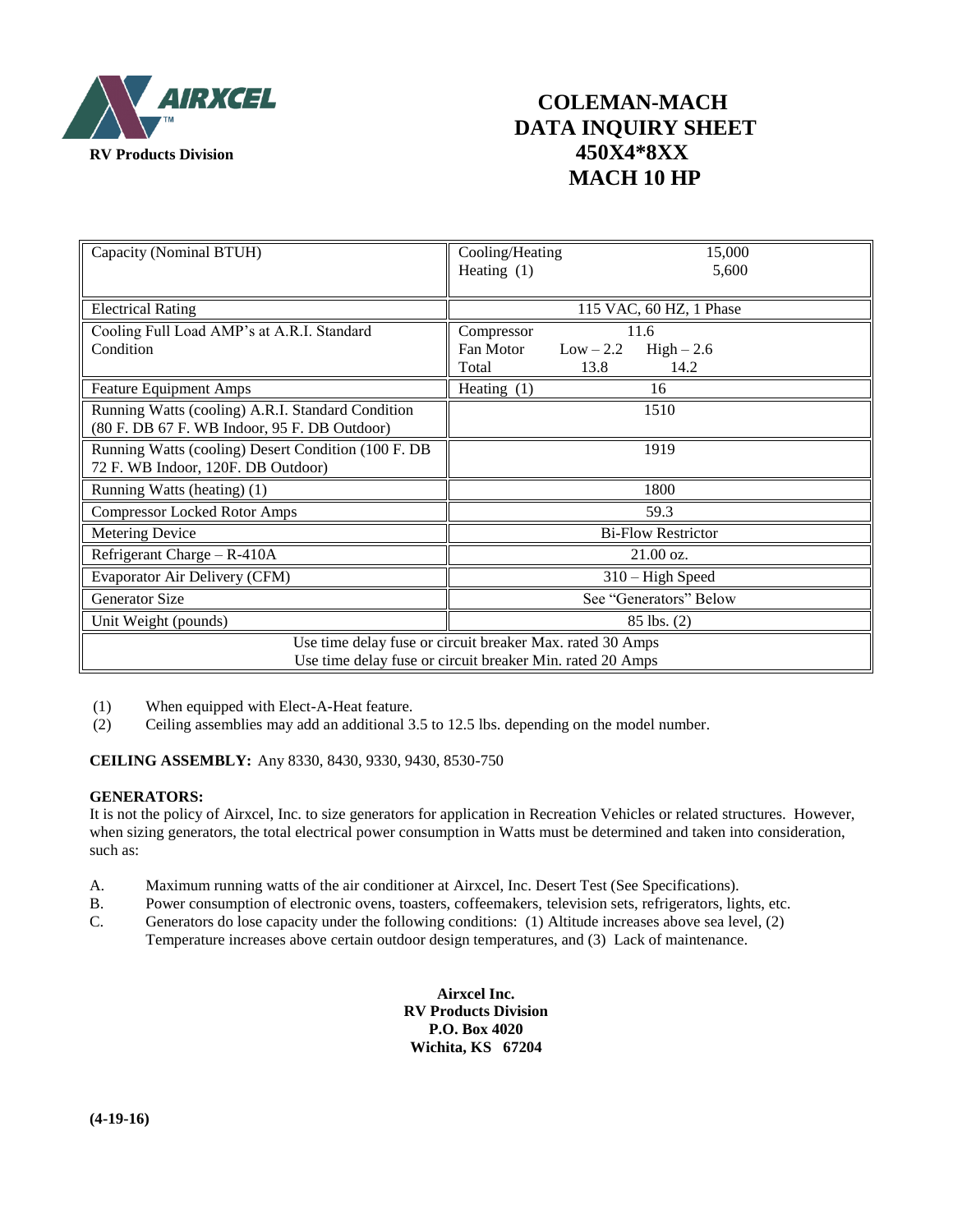AIRXCEL

RV Products Division

# COLEMAN-MACH DATA INQUIRY SHEET 450X4*8XX MACH 10 HP

| | |
|---|---|
| Capacity (Nominal BTUH) | Cooling/Heating 15,000<br>Heating (1) 5,600 |
| Electrical Rating | 115 VAC, 60 HZ, 1 Phase |
| Cooling Full Load AMP's at A.R.I. Standard Condition | Compressor 11.6<br>Fan Motor Low – 2.2 High – 2.6<br>Total 13.8 14.2 |
| Feature Equipment Amps | Heating (1) 16 |
| Running Watts (cooling) A.R.I. Standard Condition (80 F. DB 67 F. WB Indoor, 95 F. DB Outdoor) | 1510 |
| Running Watts (cooling) Desert Condition (100 F. DB 72 F. WB Indoor, 120F. DB Outdoor) | 1919 |
| Running Watts (heating) (1) | 1800 |
| Compressor Locked Rotor Amps | 59.3 |
| Metering Device | Bi-Flow Restrictor |
| Refrigerant Charge – R-410A | 21.00 oz. |
| Evaporator Air Delivery (CFM) | 310 – High Speed |
| Generator Size | See "Generators" Below |
| Unit Weight (pounds) | 85 lbs. (2) |
| Use time delay fuse or circuit breaker Max. rated 30 Amps<br>Use time delay fuse or circuit breaker Min. rated 20 Amps | |

(1) When equipped with Elect-A-Heat feature.
(2) Ceiling assemblies may add an additional 3.5 to 12.5 lbs. depending on the model number.

**CEILING ASSEMBLY:** Any 8330, 8430, 9330, 9430, 8530-750

**GENERATORS:**
It is not the policy of Airxcel, Inc. to size generators for application in Recreation Vehicles or related structures. However, when sizing generators, the total electrical power consumption in Watts must be determined and taken into consideration, such as:

A. Maximum running watts of the air conditioner at Airxcel, Inc. Desert Test (See Specifications).
B. Power consumption of electronic ovens, toasters, coffeemakers, television sets, refrigerators, lights, etc.
C. Generators do lose capacity under the following conditions: (1) Altitude increases above sea level, (2) Temperature increases above certain outdoor design temperatures, and (3) Lack of maintenance.

**Airxcel Inc.**
**RV Products Division**
**P.O. Box 4020**
**Wichita, KS 67204**

**(4-19-16)**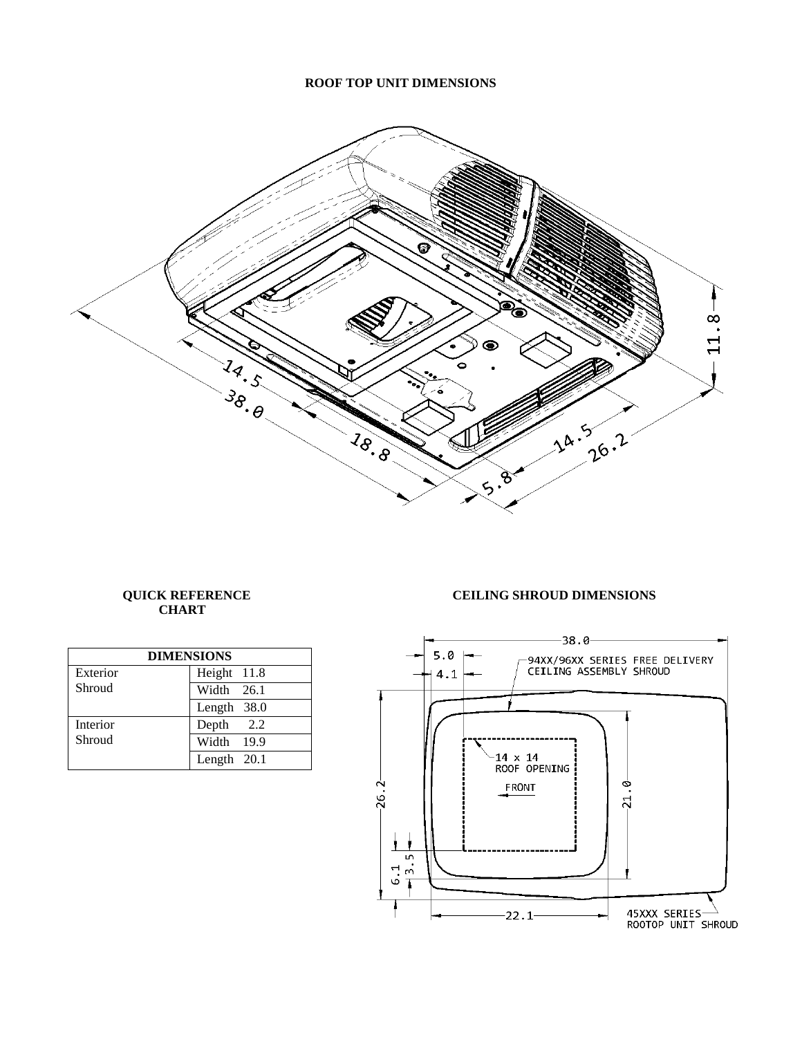## ROOF TOP UNIT DIMENSIONS

14.5
38.0
18.8
5.8
14.5
26.2
11.8

### QUICK REFERENCE CHART

| DIMENSIONS | |
|---|---|
| Exterior Shroud | Height 11.8 |
| | Width 26.1 |
| | Length 38.0 |
| Interior Shroud | Depth 2.2 |
| | Width 19.9 |
| | Length 20.1 |

### CEILING SHROUD DIMENSIONS

38.0
5.0
4.1
94XX/96XX SERIES FREE DELIVERY CEILING ASSEMBLY SHROUD
14 x 14 ROOF OPENING
FRONT
26.2
21.0
6.1
3.5
22.1
45XXX SERIES ROOTOP UNIT SHROUD